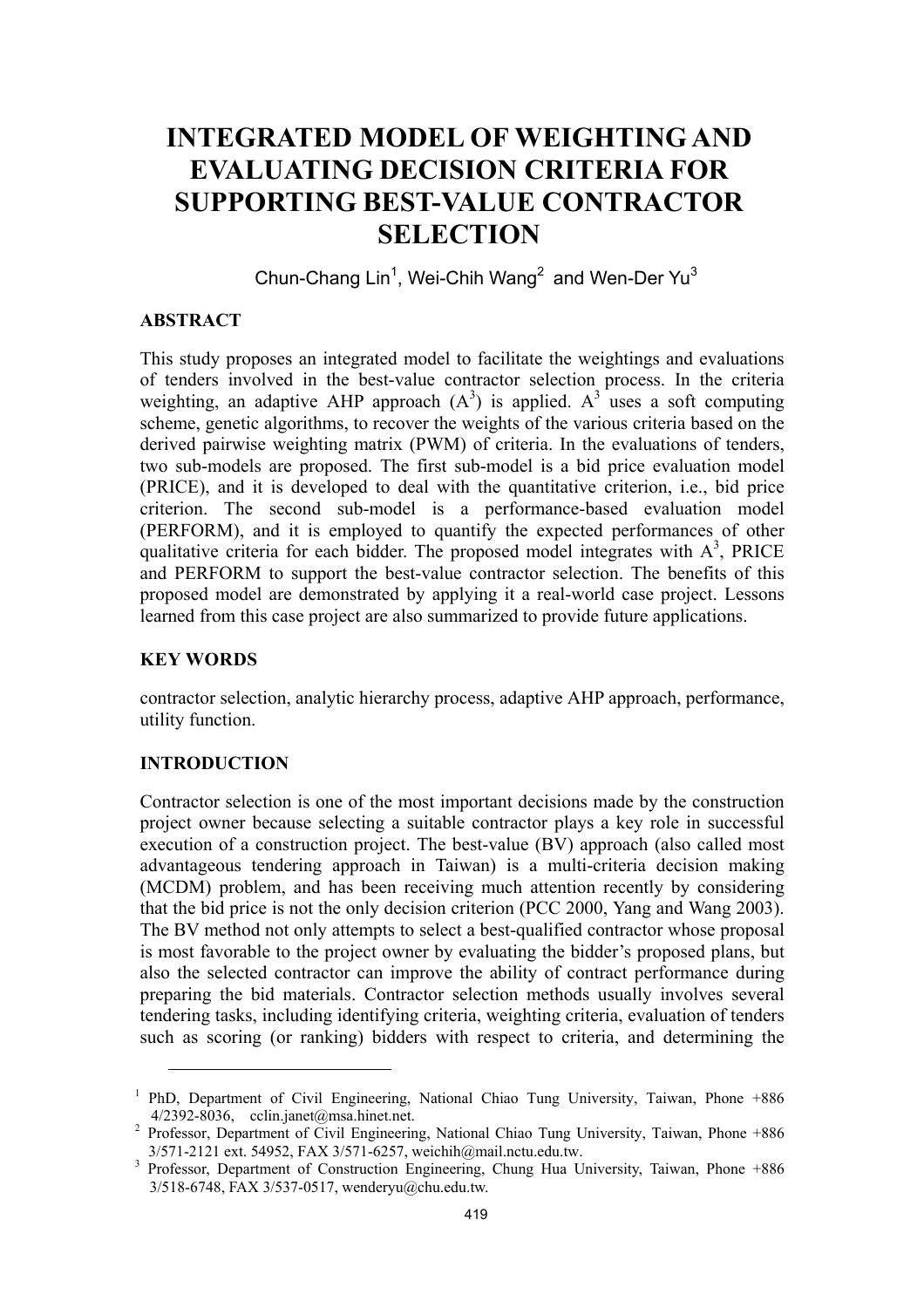# INTEGRATED MODEL OF WEIGHTING AND EVALUATING DECISION CRITERIA FOR SUPPORTING BEST-VALUE CONTRACTOR SELECTION

Chun-Chang Lin[1], Wei-Chih Wang[2] and Wen-Der Yu[3]

## ABSTRACT

This study proposes an integrated model to facilitate the weightings and evaluations of tenders involved in the best-value contractor selection process. In the criteria weighting, an adaptive AHP approach ($A^3$) is applied. $A^3$ uses a soft computing scheme, genetic algorithms, to recover the weights of the various criteria based on the derived pairwise weighting matrix (PWM) of criteria. In the evaluations of tenders, two sub-models are proposed. The first sub-model is a bid price evaluation model (PRICE), and it is developed to deal with the quantitative criterion, i.e., bid price criterion. The second sub-model is a performance-based evaluation model (PERFORM), and it is employed to quantify the expected performances of other qualitative criteria for each bidder. The proposed model integrates with $A^3$, PRICE and PERFORM to support the best-value contractor selection. The benefits of this proposed model are demonstrated by applying it a real-world case project. Lessons learned from this case project are also summarized to provide future applications.

## KEY WORDS

contractor selection, analytic hierarchy process, adaptive AHP approach, performance, utility function.

## INTRODUCTION

Contractor selection is one of the most important decisions made by the construction project owner because selecting a suitable contractor plays a key role in successful execution of a construction project. The best-value (BV) approach (also called most advantageous tendering approach in Taiwan) is a multi-criteria decision making (MCDM) problem, and has been receiving much attention recently by considering that the bid price is not the only decision criterion (PCC 2000, Yang and Wang 2003). The BV method not only attempts to select a best-qualified contractor whose proposal is most favorable to the project owner by evaluating the bidder's proposed plans, but also the selected contractor can improve the ability of contract performance during preparing the bid materials. Contractor selection methods usually involves several tendering tasks, including identifying criteria, weighting criteria, evaluation of tenders such as scoring (or ranking) bidders with respect to criteria, and determining the

---

[1] PhD, Department of Civil Engineering, National Chiao Tung University, Taiwan, Phone +886 4/2392-8036, cclin.janet@msa.hinet.net.

[2] Professor, Department of Civil Engineering, National Chiao Tung University, Taiwan, Phone +886 3/571-2121 ext. 54952, FAX 3/571-6257, weichih@mail.nctu.edu.tw.

[3] Professor, Department of Construction Engineering, Chung Hua University, Taiwan, Phone +886 3/518-6748, FAX 3/537-0517, wenderyu@chu.edu.tw.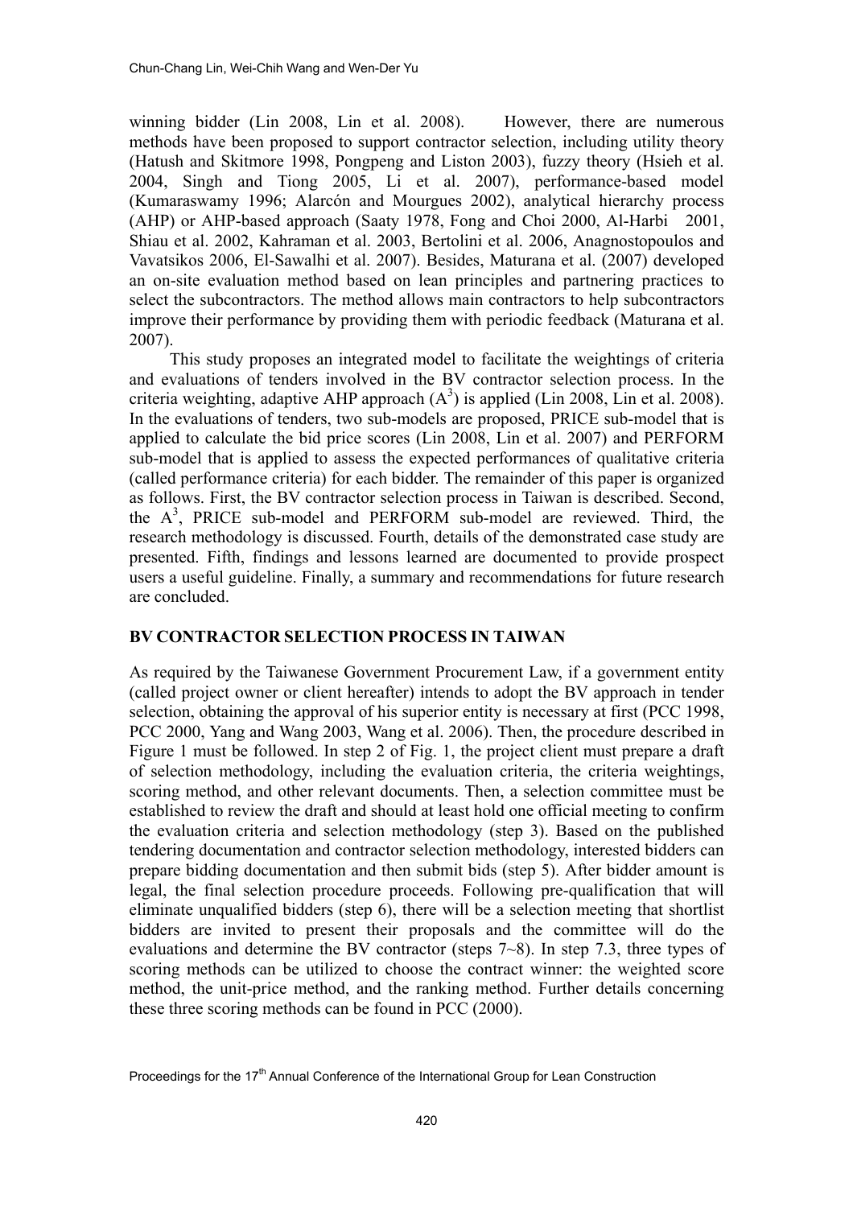winning bidder (Lin 2008, Lin et al. 2008). However, there are numerous methods have been proposed to support contractor selection, including utility theory (Hatush and Skitmore 1998, Pongpeng and Liston 2003), fuzzy theory (Hsieh et al. 2004, Singh and Tiong 2005, Li et al. 2007), performance-based model (Kumaraswamy 1996; Alarcón and Mourgues 2002), analytical hierarchy process (AHP) or AHP-based approach (Saaty 1978, Fong and Choi 2000, Al-Harbi 2001, Shiau et al. 2002, Kahraman et al. 2003, Bertolini et al. 2006, Anagnostopoulos and Vavatsikos 2006, El-Sawalhi et al. 2007). Besides, Maturana et al. (2007) developed an on-site evaluation method based on lean principles and partnering practices to select the subcontractors. The method allows main contractors to help subcontractors improve their performance by providing them with periodic feedback (Maturana et al. 2007).

This study proposes an integrated model to facilitate the weightings of criteria and evaluations of tenders involved in the BV contractor selection process. In the criteria weighting, adaptive AHP approach ($A^3$) is applied (Lin 2008, Lin et al. 2008). In the evaluations of tenders, two sub-models are proposed, PRICE sub-model that is applied to calculate the bid price scores (Lin 2008, Lin et al. 2007) and PERFORM sub-model that is applied to assess the expected performances of qualitative criteria (called performance criteria) for each bidder. The remainder of this paper is organized as follows. First, the BV contractor selection process in Taiwan is described. Second, the $A^3$, PRICE sub-model and PERFORM sub-model are reviewed. Third, the research methodology is discussed. Fourth, details of the demonstrated case study are presented. Fifth, findings and lessons learned are documented to provide prospect users a useful guideline. Finally, a summary and recommendations for future research are concluded.

## BV CONTRACTOR SELECTION PROCESS IN TAIWAN

As required by the Taiwanese Government Procurement Law, if a government entity (called project owner or client hereafter) intends to adopt the BV approach in tender selection, obtaining the approval of his superior entity is necessary at first (PCC 1998, PCC 2000, Yang and Wang 2003, Wang et al. 2006). Then, the procedure described in Figure 1 must be followed. In step 2 of Fig. 1, the project client must prepare a draft of selection methodology, including the evaluation criteria, the criteria weightings, scoring method, and other relevant documents. Then, a selection committee must be established to review the draft and should at least hold one official meeting to confirm the evaluation criteria and selection methodology (step 3). Based on the published tendering documentation and contractor selection methodology, interested bidders can prepare bidding documentation and then submit bids (step 5). After bidder amount is legal, the final selection procedure proceeds. Following pre-qualification that will eliminate unqualified bidders (step 6), there will be a selection meeting that shortlist bidders are invited to present their proposals and the committee will do the evaluations and determine the BV contractor (steps 7~8). In step 7.3, three types of scoring methods can be utilized to choose the contract winner: the weighted score method, the unit-price method, and the ranking method. Further details concerning these three scoring methods can be found in PCC (2000).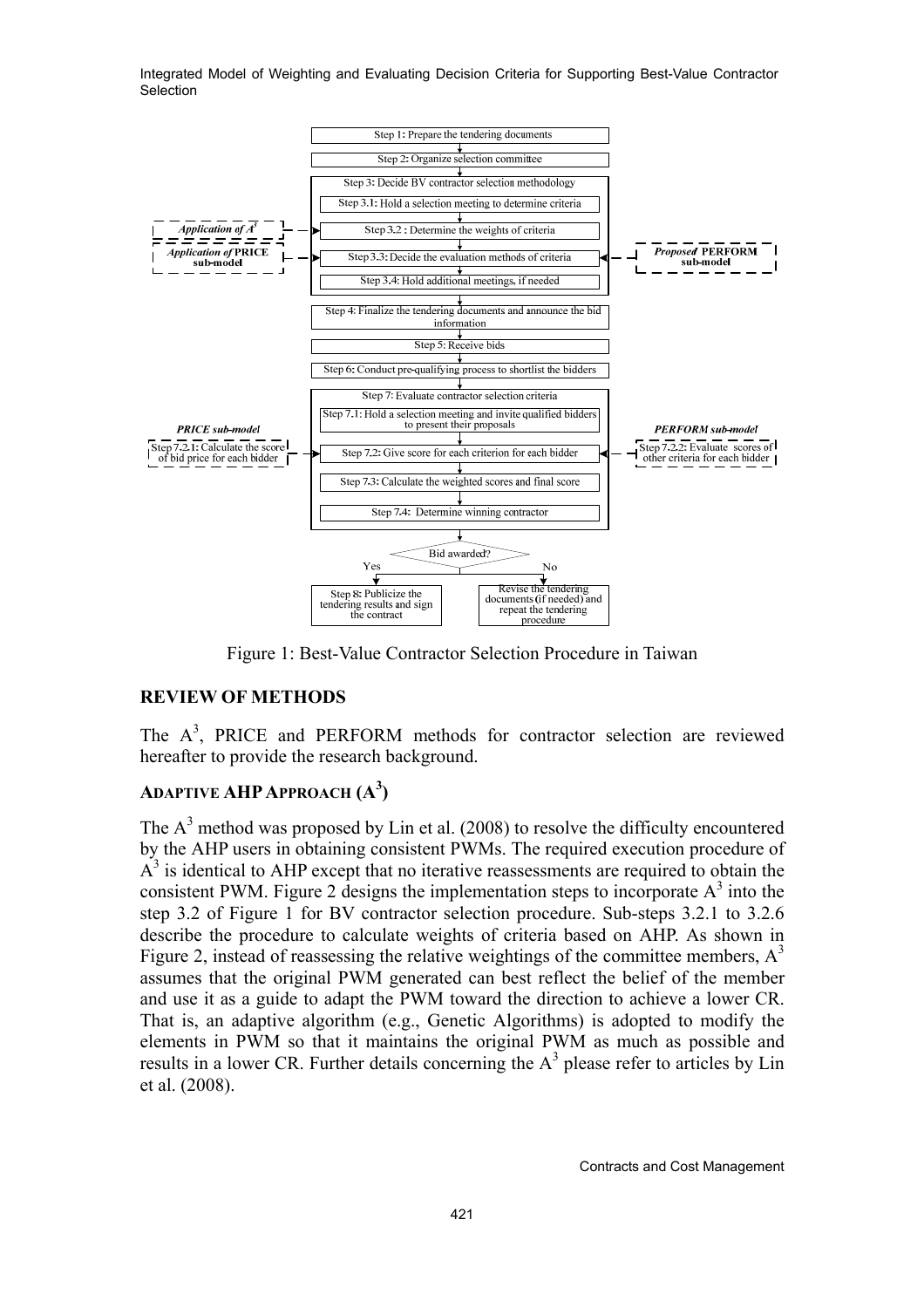Figure 1: Best-Value Contractor Selection Procedure in Taiwan

## REVIEW OF METHODS

The $A^3$, PRICE and PERFORM methods for contractor selection are reviewed hereafter to provide the research background.

### ADAPTIVE AHP APPROACH ($A^3$)

The $A^3$ method was proposed by Lin et al. (2008) to resolve the difficulty encountered by the AHP users in obtaining consistent PWMs. The required execution procedure of $A^3$ is identical to AHP except that no iterative reassessments are required to obtain the consistent PWM. Figure 2 designs the implementation steps to incorporate $A^3$ into the step 3.2 of Figure 1 for BV contractor selection procedure. Sub-steps 3.2.1 to 3.2.6 describe the procedure to calculate weights of criteria based on AHP. As shown in Figure 2, instead of reassessing the relative weightings of the committee members, $A^3$ assumes that the original PWM generated can best reflect the belief of the member and use it as a guide to adapt the PWM toward the direction to achieve a lower CR. That is, an adaptive algorithm (e.g., Genetic Algorithms) is adopted to modify the elements in PWM so that it maintains the original PWM as much as possible and results in a lower CR. Further details concerning the $A^3$ please refer to articles by Lin et al. (2008).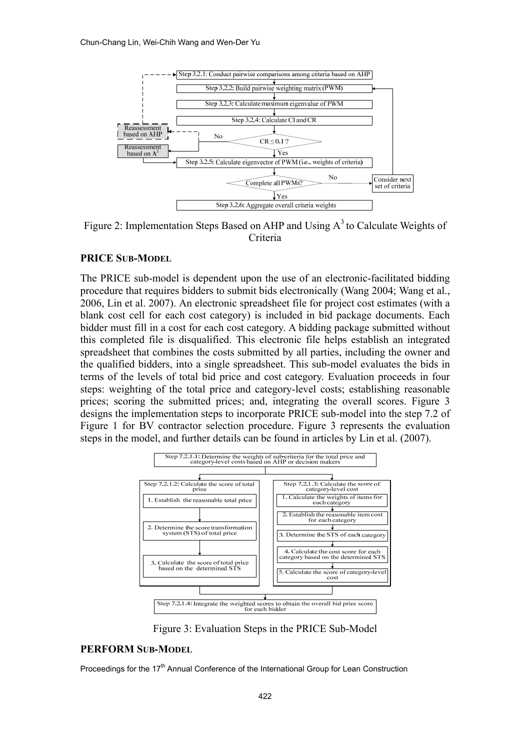Figure 2: Implementation Steps Based on AHP and Using $A^3$ to Calculate Weights of Criteria

### PRICE SUB-MODEL

The PRICE sub-model is dependent upon the use of an electronic-facilitated bidding procedure that requires bidders to submit bids electronically (Wang 2004; Wang et al., 2006, Lin et al. 2007). An electronic spreadsheet file for project cost estimates (with a blank cost cell for each cost category) is included in bid package documents. Each bidder must fill in a cost for each cost category. A bidding package submitted without this completed file is disqualified. This electronic file helps establish an integrated spreadsheet that combines the costs submitted by all parties, including the owner and the qualified bidders, into a single spreadsheet. This sub-model evaluates the bids in terms of the levels of total bid price and cost category. Evaluation proceeds in four steps: weighting of the total price and category-level costs; establishing reasonable prices; scoring the submitted prices; and, integrating the overall scores. Figure 3 designs the implementation steps to incorporate PRICE sub-model into the step 7.2 of Figure 1 for BV contractor selection procedure. Figure 3 represents the evaluation steps in the model, and further details can be found in articles by Lin et al. (2007).

Figure 3: Evaluation Steps in the PRICE Sub-Model

### PERFORM SUB-MODEL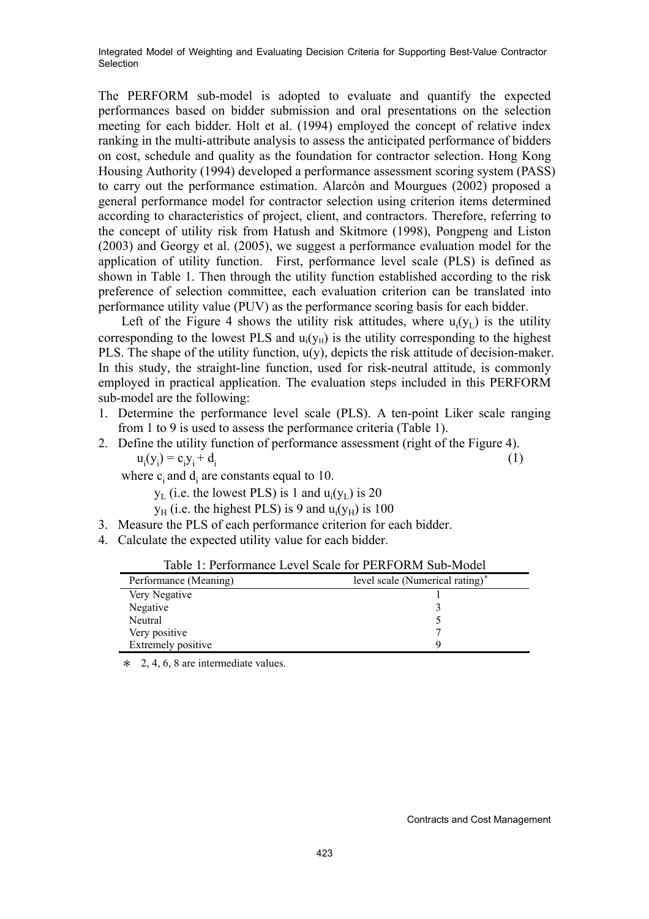The PERFORM sub-model is adopted to evaluate and quantify the expected performances based on bidder submission and oral presentations on the selection meeting for each bidder. Holt et al. (1994) employed the concept of relative index ranking in the multi-attribute analysis to assess the anticipated performance of bidders on cost, schedule and quality as the foundation for contractor selection. Hong Kong Housing Authority (1994) developed a performance assessment scoring system (PASS) to carry out the performance estimation. Alarcón and Mourgues (2002) proposed a general performance model for contractor selection using criterion items determined according to characteristics of project, client, and contractors. Therefore, referring to the concept of utility risk from Hatush and Skitmore (1998), Pongpeng and Liston (2003) and Georgy et al. (2005), we suggest a performance evaluation model for the application of utility function. First, performance level scale (PLS) is defined as shown in Table 1. Then through the utility function established according to the risk preference of selection committee, each evaluation criterion can be translated into performance utility value (PUV) as the performance scoring basis for each bidder.

Left of the Figure 4 shows the utility risk attitudes, where $u_i(y_L)$ is the utility corresponding to the lowest PLS and $u_i(y_H)$ is the utility corresponding to the highest PLS. The shape of the utility function, $u(y)$, depicts the risk attitude of decision-maker. In this study, the straight-line function, used for risk-neutral attitude, is commonly employed in practical application. The evaluation steps included in this PERFORM sub-model are the following:

1. Determine the performance level scale (PLS). A ten-point Liker scale ranging from 1 to 9 is used to assess the performance criteria (Table 1).
2. Define the utility function of performance assessment (right of the Figure 4).

$$u_i(y_i) = c_i y_i + d_i \qquad (1)$$

where $c_i$ and $d_i$ are constants equal to 10.

$y_L$ (i.e. the lowest PLS) is 1 and $u_i(y_L)$ is 20

$y_H$ (i.e. the highest PLS) is 9 and $u_i(y_H)$ is 100

3. Measure the PLS of each performance criterion for each bidder.
4. Calculate the expected utility value for each bidder.

Table 1: Performance Level Scale for PERFORM Sub-Model

| Performance (Meaning) | level scale (Numerical rating)* |
|---|---|
| Very Negative | 1 |
| Negative | 3 |
| Neutral | 5 |
| Very positive | 7 |
| Extremely positive | 9 |

* 2, 4, 6, 8 are intermediate values.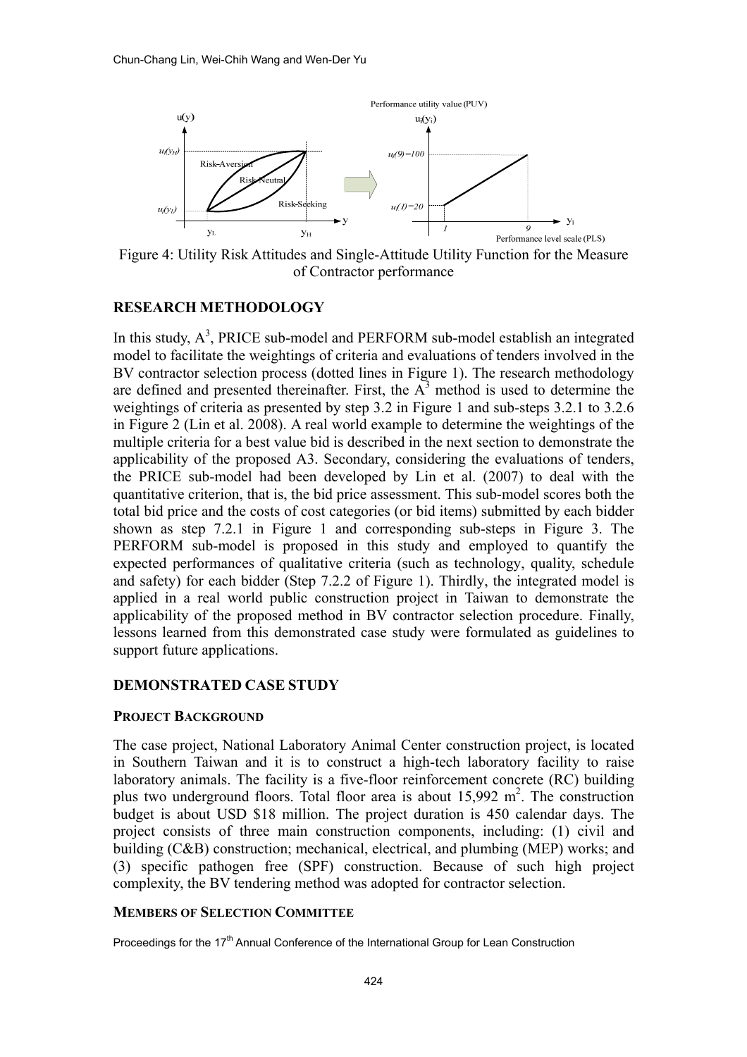Figure 4: Utility Risk Attitudes and Single-Attitude Utility Function for the Measure of Contractor performance

## RESEARCH METHODOLOGY

In this study, $A^3$, PRICE sub-model and PERFORM sub-model establish an integrated model to facilitate the weightings of criteria and evaluations of tenders involved in the BV contractor selection process (dotted lines in Figure 1). The research methodology are defined and presented thereinafter. First, the $A^3$ method is used to determine the weightings of criteria as presented by step 3.2 in Figure 1 and sub-steps 3.2.1 to 3.2.6 in Figure 2 (Lin et al. 2008). A real world example to determine the weightings of the multiple criteria for a best value bid is described in the next section to demonstrate the applicability of the proposed A3. Secondary, considering the evaluations of tenders, the PRICE sub-model had been developed by Lin et al. (2007) to deal with the quantitative criterion, that is, the bid price assessment. This sub-model scores both the total bid price and the costs of cost categories (or bid items) submitted by each bidder shown as step 7.2.1 in Figure 1 and corresponding sub-steps in Figure 3. The PERFORM sub-model is proposed in this study and employed to quantify the expected performances of qualitative criteria (such as technology, quality, schedule and safety) for each bidder (Step 7.2.2 of Figure 1). Thirdly, the integrated model is applied in a real world public construction project in Taiwan to demonstrate the applicability of the proposed method in BV contractor selection procedure. Finally, lessons learned from this demonstrated case study were formulated as guidelines to support future applications.

## DEMONSTRATED CASE STUDY

### PROJECT BACKGROUND

The case project, National Laboratory Animal Center construction project, is located in Southern Taiwan and it is to construct a high-tech laboratory facility to raise laboratory animals. The facility is a five-floor reinforcement concrete (RC) building plus two underground floors. Total floor area is about 15,992 $m^2$. The construction budget is about USD \$18 million. The project duration is 450 calendar days. The project consists of three main construction components, including: (1) civil and building (C&B) construction; mechanical, electrical, and plumbing (MEP) works; and (3) specific pathogen free (SPF) construction. Because of such high project complexity, the BV tendering method was adopted for contractor selection.

### MEMBERS OF SELECTION COMMITTEE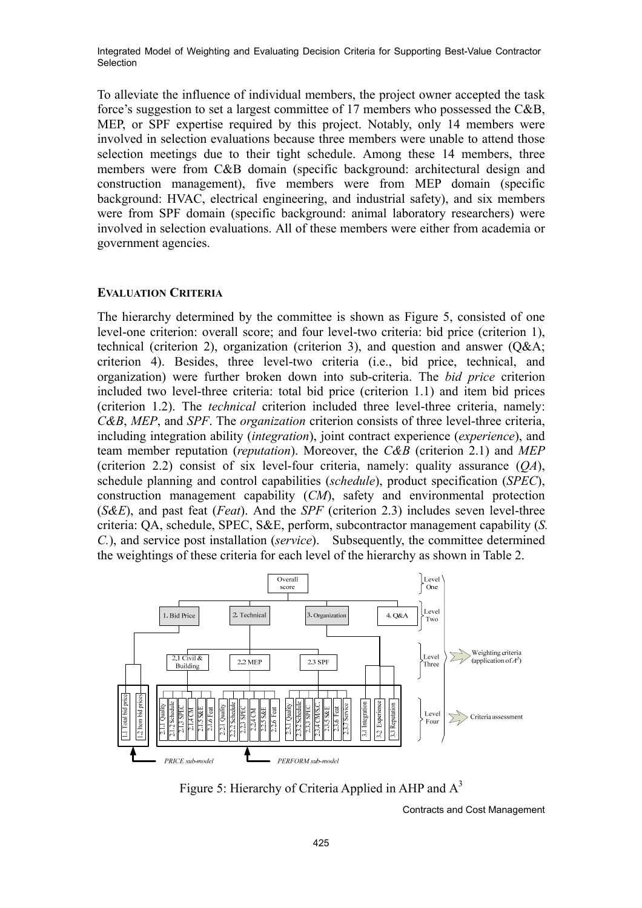To alleviate the influence of individual members, the project owner accepted the task force's suggestion to set a largest committee of 17 members who possessed the C&B, MEP, or SPF expertise required by this project. Notably, only 14 members were involved in selection evaluations because three members were unable to attend those selection meetings due to their tight schedule. Among these 14 members, three members were from C&B domain (specific background: architectural design and construction management), five members were from MEP domain (specific background: HVAC, electrical engineering, and industrial safety), and six members were from SPF domain (specific background: animal laboratory researchers) were involved in selection evaluations. All of these members were either from academia or government agencies.

#### EVALUATION CRITERIA

The hierarchy determined by the committee is shown as Figure 5, consisted of one level-one criterion: overall score; and four level-two criteria: bid price (criterion 1), technical (criterion 2), organization (criterion 3), and question and answer (Q&A; criterion 4). Besides, three level-two criteria (i.e., bid price, technical, and organization) were further broken down into sub-criteria. The *bid price* criterion included two level-three criteria: total bid price (criterion 1.1) and item bid prices (criterion 1.2). The *technical* criterion included three level-three criteria, namely: *C&B*, *MEP*, and *SPF*. The *organization* criterion consists of three level-three criteria, including integration ability (*integration*), joint contract experience (*experience*), and team member reputation (*reputation*). Moreover, the *C&B* (criterion 2.1) and *MEP* (criterion 2.2) consist of six level-four criteria, namely: quality assurance (*QA*), schedule planning and control capabilities (*schedule*), product specification (*SPEC*), construction management capability (*CM*), safety and environmental protection (*S&E*), and past feat (*Feat*). And the *SPF* (criterion 2.3) includes seven level-three criteria: QA, schedule, SPEC, S&E, perform, subcontractor management capability (*S.C.*), and service post installation (*service*). Subsequently, the committee determined the weightings of these criteria for each level of the hierarchy as shown in Table 2.

Figure 5: Hierarchy of Criteria Applied in AHP and $A^3$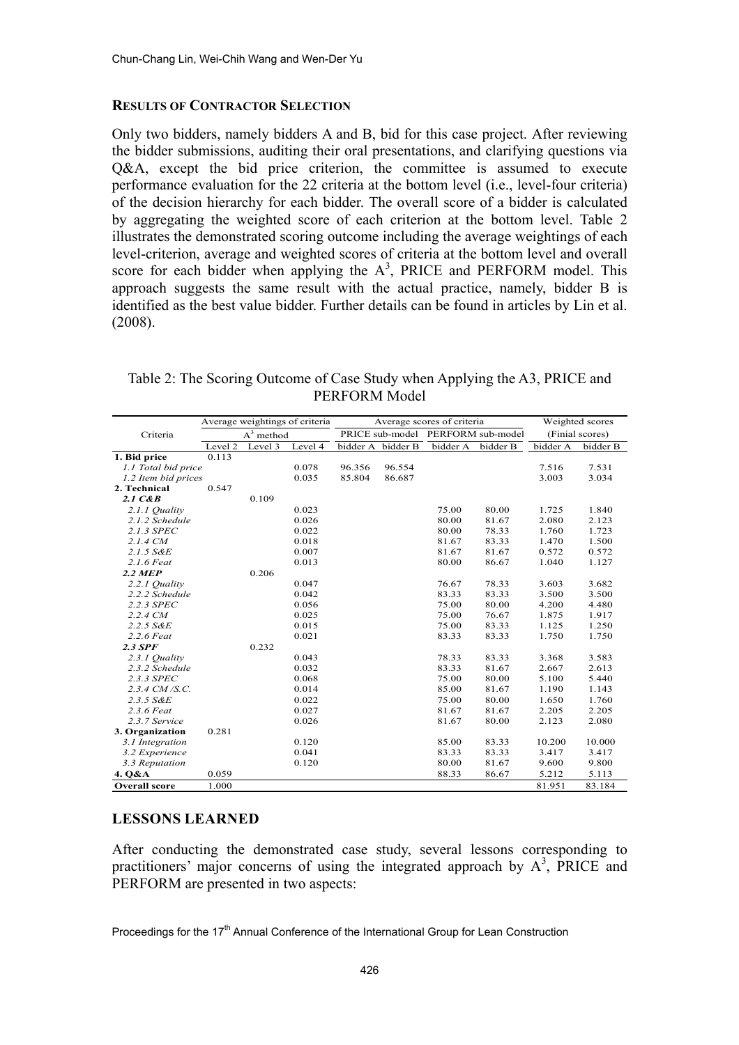### RESULTS OF CONTRACTOR SELECTION

Only two bidders, namely bidders A and B, bid for this case project. After reviewing the bidder submissions, auditing their oral presentations, and clarifying questions via Q&A, except the bid price criterion, the committee is assumed to execute performance evaluation for the 22 criteria at the bottom level (i.e., level-four criteria) of the decision hierarchy for each bidder. The overall score of a bidder is calculated by aggregating the weighted score of each criterion at the bottom level. Table 2 illustrates the demonstrated scoring outcome including the average weightings of each level-criterion, average and weighted scores of criteria at the bottom level and overall score for each bidder when applying the $A^3$, PRICE and PERFORM model. This approach suggests the same result with the actual practice, namely, bidder B is identified as the best value bidder. Further details can be found in articles by Lin et al. (2008).

Table 2: The Scoring Outcome of Case Study when Applying the A3, PRICE and PERFORM Model

| Criteria | Average weightings of criteria ($A^3$ method) | | | Average scores of criteria | | | | Weighted scores (Finial scores) | |
|---|---|---|---|---|---|---|---|---|---|
| | | | | PRICE sub-model | | PERFORM sub-model | | | |
| | Level 2 | Level 3 | Level 4 | bidder A | bidder B | bidder A | bidder B | bidder A | bidder B |
| **1. Bid price** | 0.113 | | | | | | | | |
| *1.1 Total bid price* | | | 0.078 | 96.356 | 96.554 | | | 7.516 | 7.531 |
| *1.2 Item bid prices* | | | 0.035 | 85.804 | 86.687 | | | 3.003 | 3.034 |
| **2. Technical** | 0.547 | | | | | | | | |
| ***2.1 C&B*** | | 0.109 | | | | | | | |
| *2.1.1 Quality* | | | 0.023 | | | 75.00 | 80.00 | 1.725 | 1.840 |
| *2.1.2 Schedule* | | | 0.026 | | | 80.00 | 81.67 | 2.080 | 2.123 |
| *2.1.3 SPEC* | | | 0.022 | | | 80.00 | 78.33 | 1.760 | 1.723 |
| *2.1.4 CM* | | | 0.018 | | | 81.67 | 83.33 | 1.470 | 1.500 |
| *2.1.5 S&E* | | | 0.007 | | | 81.67 | 81.67 | 0.572 | 0.572 |
| *2.1.6 Feat* | | | 0.013 | | | 80.00 | 86.67 | 1.040 | 1.127 |
| ***2.2 MEP*** | | 0.206 | | | | | | | |
| *2.2.1 Quality* | | | 0.047 | | | 76.67 | 78.33 | 3.603 | 3.682 |
| *2.2.2 Schedule* | | | 0.042 | | | 83.33 | 83.33 | 3.500 | 3.500 |
| *2.2.3 SPEC* | | | 0.056 | | | 75.00 | 80.00 | 4.200 | 4.480 |
| *2.2.4 CM* | | | 0.025 | | | 75.00 | 76.67 | 1.875 | 1.917 |
| *2.2.5 S&E* | | | 0.015 | | | 75.00 | 83.33 | 1.125 | 1.250 |
| *2.2.6 Feat* | | | 0.021 | | | 83.33 | 83.33 | 1.750 | 1.750 |
| ***2.3 SPF*** | | 0.232 | | | | | | | |
| *2.3.1 Quality* | | | 0.043 | | | 78.33 | 83.33 | 3.368 | 3.583 |
| *2.3.2 Schedule* | | | 0.032 | | | 83.33 | 81.67 | 2.667 | 2.613 |
| *2.3.3 SPEC* | | | 0.068 | | | 75.00 | 80.00 | 5.100 | 5.440 |
| *2.3.4 CM /S.C.* | | | 0.014 | | | 85.00 | 81.67 | 1.190 | 1.143 |
| *2.3.5 S&E* | | | 0.022 | | | 75.00 | 80.00 | 1.650 | 1.760 |
| *2.3.6 Feat* | | | 0.027 | | | 81.67 | 81.67 | 2.205 | 2.205 |
| *2.3.7 Service* | | | 0.026 | | | 81.67 | 80.00 | 2.123 | 2.080 |
| **3. Organization** | 0.281 | | | | | | | | |
| *3.1 Integration* | | | 0.120 | | | 85.00 | 83.33 | 10.200 | 10.000 |
| *3.2 Experience* | | | 0.041 | | | 83.33 | 83.33 | 3.417 | 3.417 |
| *3.3 Reputation* | | | 0.120 | | | 80.00 | 81.67 | 9.600 | 9.800 |
| **4. Q&A** | 0.059 | | | | | 88.33 | 86.67 | 5.212 | 5.113 |
| **Overall score** | 1.000 | | | | | | | 81.951 | 83.184 |

### LESSONS LEARNED

After conducting the demonstrated case study, several lessons corresponding to practitioners' major concerns of using the integrated approach by $A^3$, PRICE and PERFORM are presented in two aspects: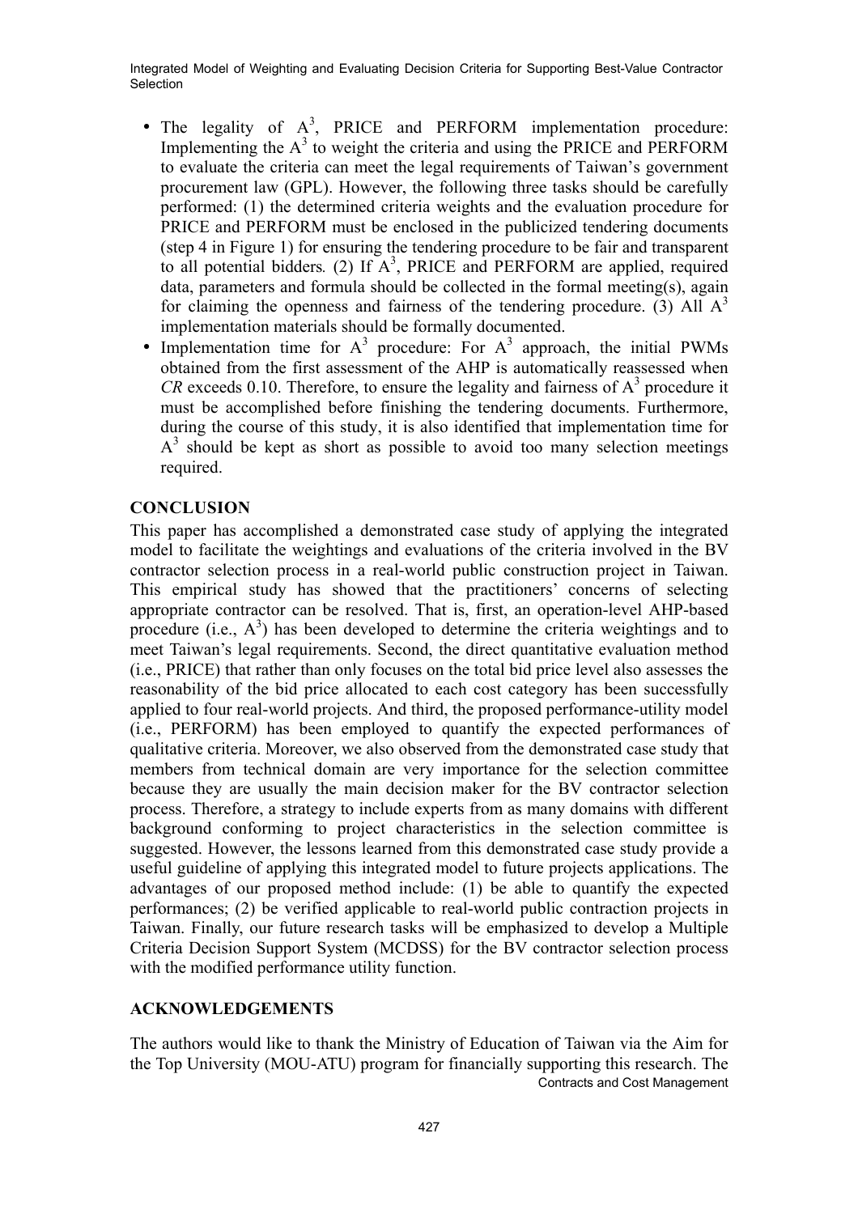- The legality of $A^3$, PRICE and PERFORM implementation procedure: Implementing the $A^3$ to weight the criteria and using the PRICE and PERFORM to evaluate the criteria can meet the legal requirements of Taiwan's government procurement law (GPL). However, the following three tasks should be carefully performed: (1) the determined criteria weights and the evaluation procedure for PRICE and PERFORM must be enclosed in the publicized tendering documents (step 4 in Figure 1) for ensuring the tendering procedure to be fair and transparent to all potential bidders*.* (2) If $A^3$, PRICE and PERFORM are applied, required data, parameters and formula should be collected in the formal meeting(s), again for claiming the openness and fairness of the tendering procedure. (3) All $A^3$ implementation materials should be formally documented.
- Implementation time for $A^3$ procedure: For $A^3$ approach, the initial PWMs obtained from the first assessment of the AHP is automatically reassessed when $CR$ exceeds 0.10. Therefore, to ensure the legality and fairness of $A^3$ procedure it must be accomplished before finishing the tendering documents. Furthermore, during the course of this study, it is also identified that implementation time for $A^3$ should be kept as short as possible to avoid too many selection meetings required.

## CONCLUSION

This paper has accomplished a demonstrated case study of applying the integrated model to facilitate the weightings and evaluations of the criteria involved in the BV contractor selection process in a real-world public construction project in Taiwan. This empirical study has showed that the practitioners' concerns of selecting appropriate contractor can be resolved. That is, first, an operation-level AHP-based procedure (i.e., $A^3$) has been developed to determine the criteria weightings and to meet Taiwan's legal requirements. Second, the direct quantitative evaluation method (i.e., PRICE) that rather than only focuses on the total bid price level also assesses the reasonability of the bid price allocated to each cost category has been successfully applied to four real-world projects. And third, the proposed performance-utility model (i.e., PERFORM) has been employed to quantify the expected performances of qualitative criteria. Moreover, we also observed from the demonstrated case study that members from technical domain are very importance for the selection committee because they are usually the main decision maker for the BV contractor selection process. Therefore, a strategy to include experts from as many domains with different background conforming to project characteristics in the selection committee is suggested. However, the lessons learned from this demonstrated case study provide a useful guideline of applying this integrated model to future projects applications. The advantages of our proposed method include: (1) be able to quantify the expected performances; (2) be verified applicable to real-world public contraction projects in Taiwan. Finally, our future research tasks will be emphasized to develop a Multiple Criteria Decision Support System (MCDSS) for the BV contractor selection process with the modified performance utility function.

## ACKNOWLEDGEMENTS

The authors would like to thank the Ministry of Education of Taiwan via the Aim for the Top University (MOU-ATU) program for financially supporting this research. The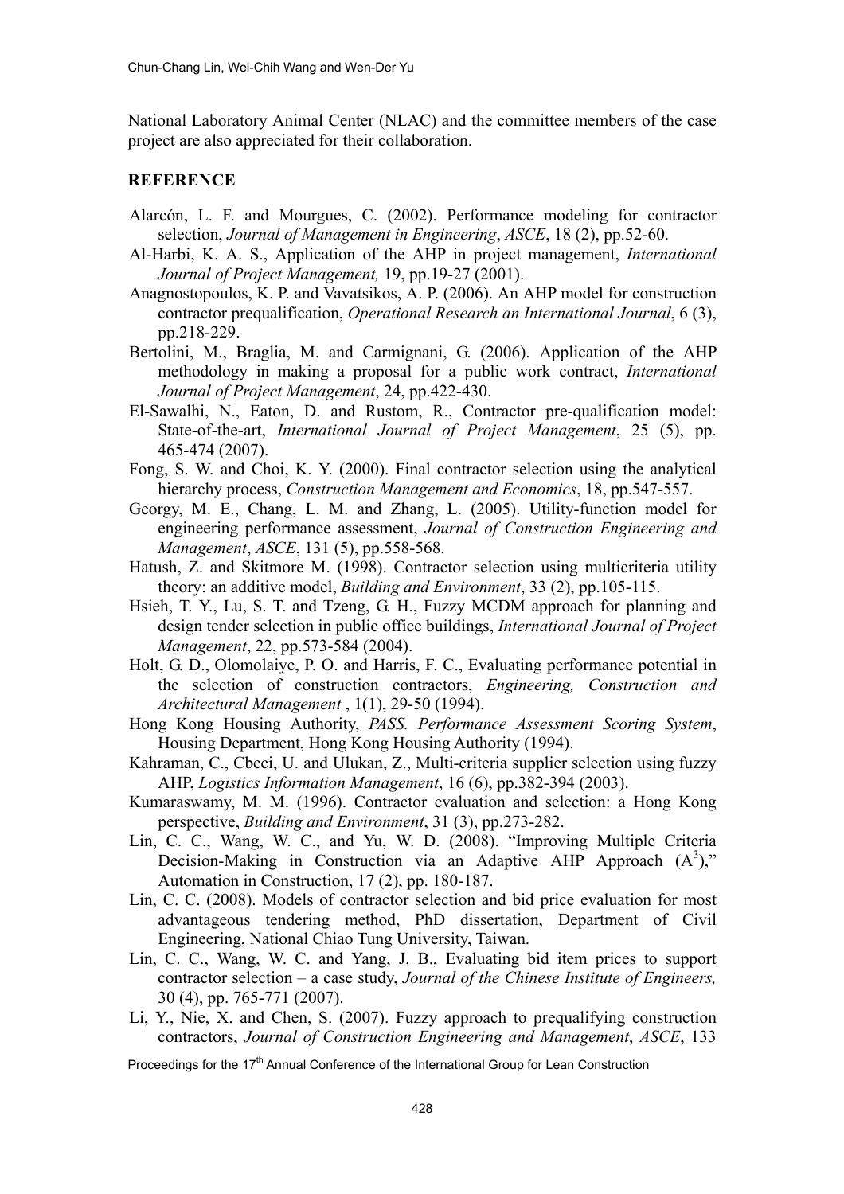National Laboratory Animal Center (NLAC) and the committee members of the case project are also appreciated for their collaboration.

## REFERENCE

Alarcón, L. F. and Mourgues, C. (2002). Performance modeling for contractor selection, *Journal of Management in Engineering*, *ASCE*, 18 (2), pp.52-60.

Al-Harbi, K. A. S., Application of the AHP in project management, *International Journal of Project Management,* 19, pp.19-27 (2001).

Anagnostopoulos, K. P. and Vavatsikos, A. P. (2006). An AHP model for construction contractor prequalification, *Operational Research an International Journal*, 6 (3), pp.218-229.

Bertolini, M., Braglia, M. and Carmignani, G. (2006). Application of the AHP methodology in making a proposal for a public work contract, *International Journal of Project Management*, 24, pp.422-430.

El-Sawalhi, N., Eaton, D. and Rustom, R., Contractor pre-qualification model: State-of-the-art, *International Journal of Project Management*, 25 (5), pp. 465-474 (2007).

Fong, S. W. and Choi, K. Y. (2000). Final contractor selection using the analytical hierarchy process, *Construction Management and Economics*, 18, pp.547-557.

Georgy, M. E., Chang, L. M. and Zhang, L. (2005). Utility-function model for engineering performance assessment, *Journal of Construction Engineering and Management*, *ASCE*, 131 (5), pp.558-568.

Hatush, Z. and Skitmore M. (1998). Contractor selection using multicriteria utility theory: an additive model, *Building and Environment*, 33 (2), pp.105-115.

Hsieh, T. Y., Lu, S. T. and Tzeng, G. H., Fuzzy MCDM approach for planning and design tender selection in public office buildings, *International Journal of Project Management*, 22, pp.573-584 (2004).

Holt, G. D., Olomolaiye, P. O. and Harris, F. C., Evaluating performance potential in the selection of construction contractors, *Engineering, Construction and Architectural Management* , 1(1), 29-50 (1994).

Hong Kong Housing Authority, *PASS. Performance Assessment Scoring System*, Housing Department, Hong Kong Housing Authority (1994).

Kahraman, C., Cbeci, U. and Ulukan, Z., Multi-criteria supplier selection using fuzzy AHP, *Logistics Information Management*, 16 (6), pp.382-394 (2003).

Kumaraswamy, M. M. (1996). Contractor evaluation and selection: a Hong Kong perspective, *Building and Environment*, 31 (3), pp.273-282.

Lin, C. C., Wang, W. C., and Yu, W. D. (2008). "Improving Multiple Criteria Decision-Making in Construction via an Adaptive AHP Approach ($A^3$)," Automation in Construction, 17 (2), pp. 180-187.

Lin, C. C. (2008). Models of contractor selection and bid price evaluation for most advantageous tendering method, PhD dissertation, Department of Civil Engineering, National Chiao Tung University, Taiwan.

Lin, C. C., Wang, W. C. and Yang, J. B., Evaluating bid item prices to support contractor selection – a case study, *Journal of the Chinese Institute of Engineers,* 30 (4), pp. 765-771 (2007).

Li, Y., Nie, X. and Chen, S. (2007). Fuzzy approach to prequalifying construction contractors, *Journal of Construction Engineering and Management*, *ASCE*, 133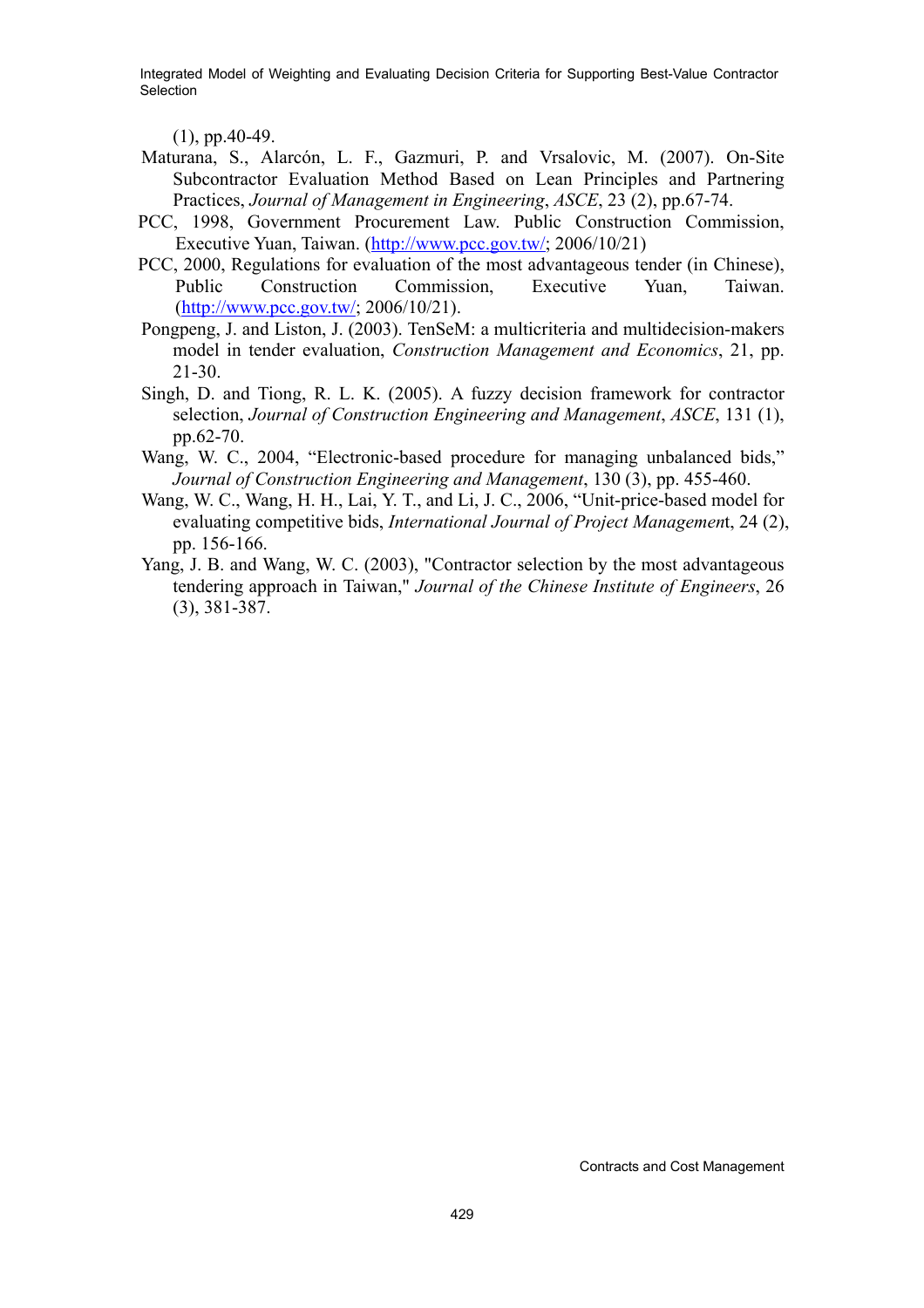(1), pp.40-49.

Maturana, S., Alarcón, L. F., Gazmuri, P. and Vrsalovic, M. (2007). On-Site Subcontractor Evaluation Method Based on Lean Principles and Partnering Practices, *Journal of Management in Engineering*, *ASCE*, 23 (2), pp.67-74.

PCC, 1998, Government Procurement Law. Public Construction Commission, Executive Yuan, Taiwan. (http://www.pcc.gov.tw/; 2006/10/21)

PCC, 2000, Regulations for evaluation of the most advantageous tender (in Chinese), Public Construction Commission, Executive Yuan, Taiwan. (http://www.pcc.gov.tw/; 2006/10/21).

Pongpeng, J. and Liston, J. (2003). TenSeM: a multicriteria and multidecision-makers model in tender evaluation, *Construction Management and Economics*, 21, pp. 21-30.

Singh, D. and Tiong, R. L. K. (2005). A fuzzy decision framework for contractor selection, *Journal of Construction Engineering and Management*, *ASCE*, 131 (1), pp.62-70.

Wang, W. C., 2004, "Electronic-based procedure for managing unbalanced bids," *Journal of Construction Engineering and Management*, 130 (3), pp. 455-460.

Wang, W. C., Wang, H. H., Lai, Y. T., and Li, J. C., 2006, "Unit-price-based model for evaluating competitive bids, *International Journal of Project Management*, 24 (2), pp. 156-166.

Yang, J. B. and Wang, W. C. (2003), "Contractor selection by the most advantageous tendering approach in Taiwan," *Journal of the Chinese Institute of Engineers*, 26 (3), 381-387.